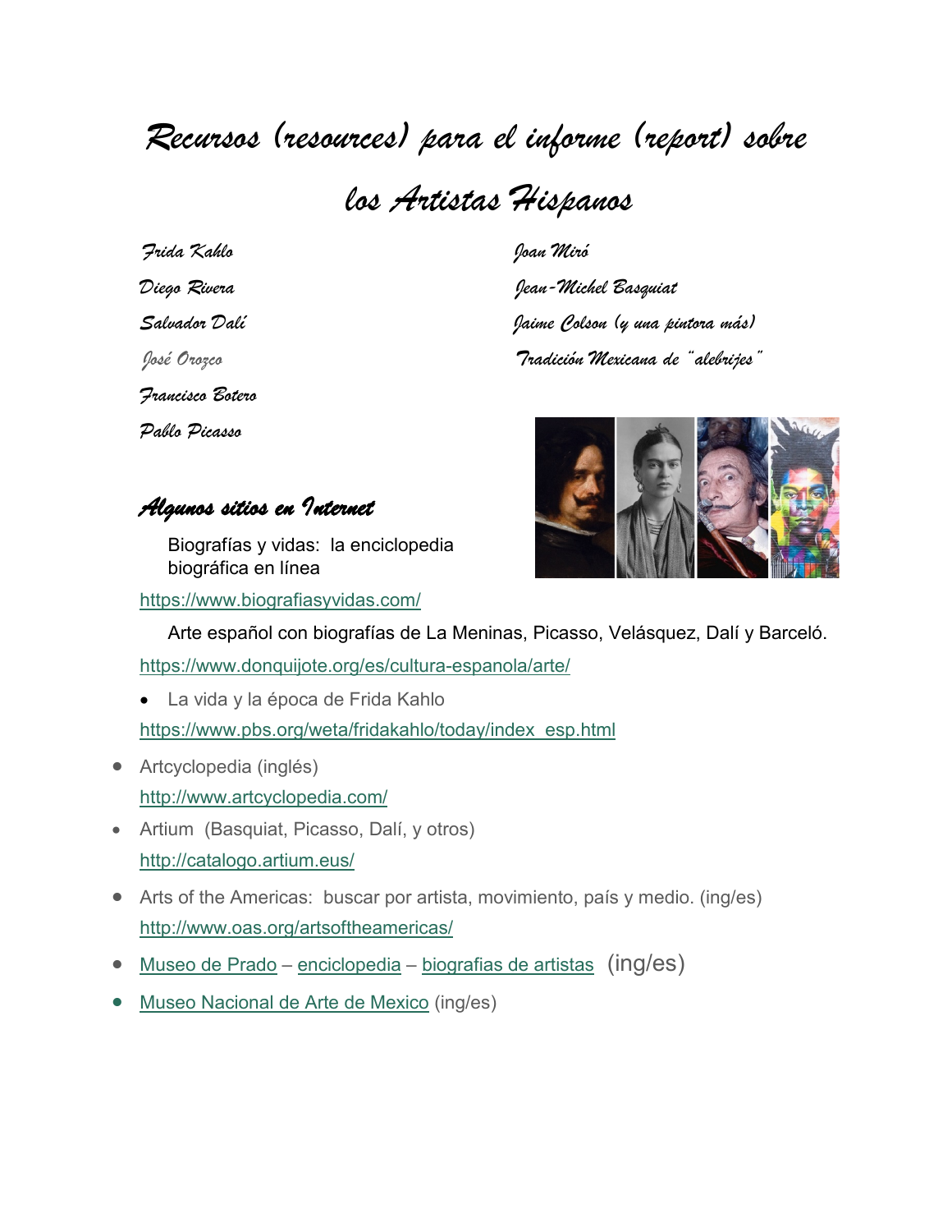# *Recursos (resources) para el informe (report) sobre los Artistas Hispanos*

*Frida Kahlo*

*Diego Rivera*

*Salvador Dalí*

*José Orozco*

*Francisco Botero*

*Pablo Picasso*

*Joan Miró*

*Jean-Michel Basquiat*

*Jaime Colson (y una pintora más)*

*Tradición Mexicana de "alebrijes"*

## *Algunos sitios en Internet*

Biografías y vidas: la enciclopedia biográfica en línea
https://www.biografiasyvidas.com/

Arte español con biografías de La Meninas, Picasso, Velásquez, Dalí y Barceló.
https://www.donquijote.org/es/cultura-espanola/arte/

- La vida y la época de Frida Kahlo
  https://www.pbs.org/weta/fridakahlo/today/index_esp.html

- Artcyclopedia (inglés)
  http://www.artcyclopedia.com/
- Artium (Basquiat, Picasso, Dalí, y otros)
  http://catalogo.artium.eus/
- Arts of the Americas: buscar por artista, movimiento, país y medio. (ing/es)
  http://www.oas.org/artsoftheamericas/
- Museo de Prado – enciclopedia – biografias de artistas (ing/es)
- Museo Nacional de Arte de Mexico (ing/es)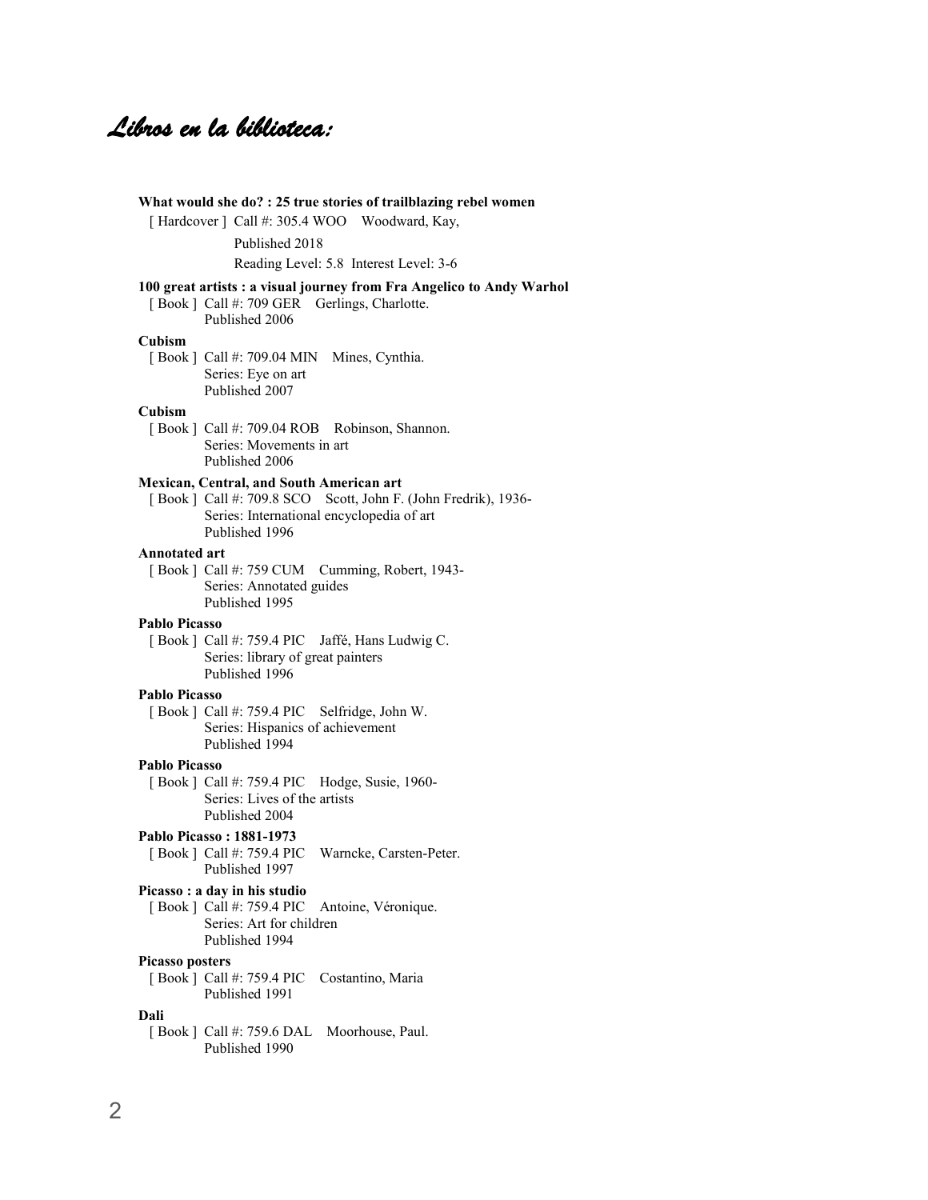# *Libros en la biblioteca:*

**What would she do? : 25 true stories of trailblazing rebel women**
[ Hardcover ] Call #: 305.4 WOO Woodward, Kay,
Published 2018
Reading Level: 5.8 Interest Level: 3-6

**100 great artists : a visual journey from Fra Angelico to Andy Warhol**
[ Book ] Call #: 709 GER Gerlings, Charlotte.
Published 2006

**Cubism**
[ Book ] Call #: 709.04 MIN Mines, Cynthia.
Series: Eye on art
Published 2007

**Cubism**
[ Book ] Call #: 709.04 ROB Robinson, Shannon.
Series: Movements in art
Published 2006

**Mexican, Central, and South American art**
[ Book ] Call #: 709.8 SCO Scott, John F. (John Fredrik), 1936-
Series: International encyclopedia of art
Published 1996

**Annotated art**
[ Book ] Call #: 759 CUM Cumming, Robert, 1943-
Series: Annotated guides
Published 1995

**Pablo Picasso**
[ Book ] Call #: 759.4 PIC Jaffé, Hans Ludwig C.
Series: library of great painters
Published 1996

**Pablo Picasso**
[ Book ] Call #: 759.4 PIC Selfridge, John W.
Series: Hispanics of achievement
Published 1994

**Pablo Picasso**
[ Book ] Call #: 759.4 PIC Hodge, Susie, 1960-
Series: Lives of the artists
Published 2004

**Pablo Picasso : 1881-1973**
[ Book ] Call #: 759.4 PIC Warncke, Carsten-Peter.
Published 1997

**Picasso : a day in his studio**
[ Book ] Call #: 759.4 PIC Antoine, Véronique.
Series: Art for children
Published 1994

**Picasso posters**
[ Book ] Call #: 759.4 PIC Costantino, Maria
Published 1991

**Dali**
[ Book ] Call #: 759.6 DAL Moorhouse, Paul.
Published 1990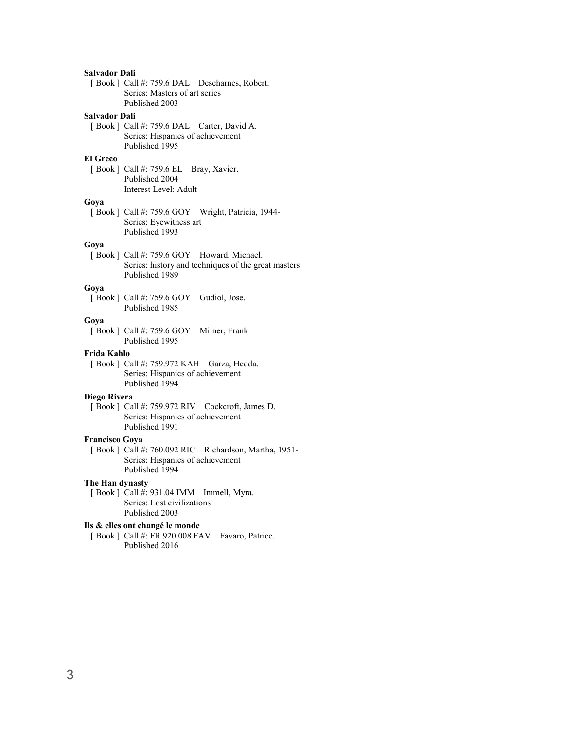**Salvador Dali**

[ Book ] Call #: 759.6 DAL    Descharnes, Robert.
Series: Masters of art series
Published 2003

**Salvador Dali**

[ Book ] Call #: 759.6 DAL    Carter, David A.
Series: Hispanics of achievement
Published 1995

**El Greco**

[ Book ] Call #: 759.6 EL    Bray, Xavier.
Published 2004
Interest Level: Adult

**Goya**

[ Book ] Call #: 759.6 GOY    Wright, Patricia, 1944-
Series: Eyewitness art
Published 1993

**Goya**

[ Book ] Call #: 759.6 GOY    Howard, Michael.
Series: history and techniques of the great masters
Published 1989

**Goya**

[ Book ] Call #: 759.6 GOY    Gudiol, Jose.
Published 1985

**Goya**

[ Book ] Call #: 759.6 GOY    Milner, Frank
Published 1995

**Frida Kahlo**

[ Book ] Call #: 759.972 KAH    Garza, Hedda.
Series: Hispanics of achievement
Published 1994

**Diego Rivera**

[ Book ] Call #: 759.972 RIV    Cockcroft, James D.
Series: Hispanics of achievement
Published 1991

**Francisco Goya**

[ Book ] Call #: 760.092 RIC    Richardson, Martha, 1951-
Series: Hispanics of achievement
Published 1994

**The Han dynasty**

[ Book ] Call #: 931.04 IMM    Immell, Myra.
Series: Lost civilizations
Published 2003

**Ils & elles ont changé le monde**

[ Book ] Call #: FR 920.008 FAV    Favaro, Patrice.
Published 2016